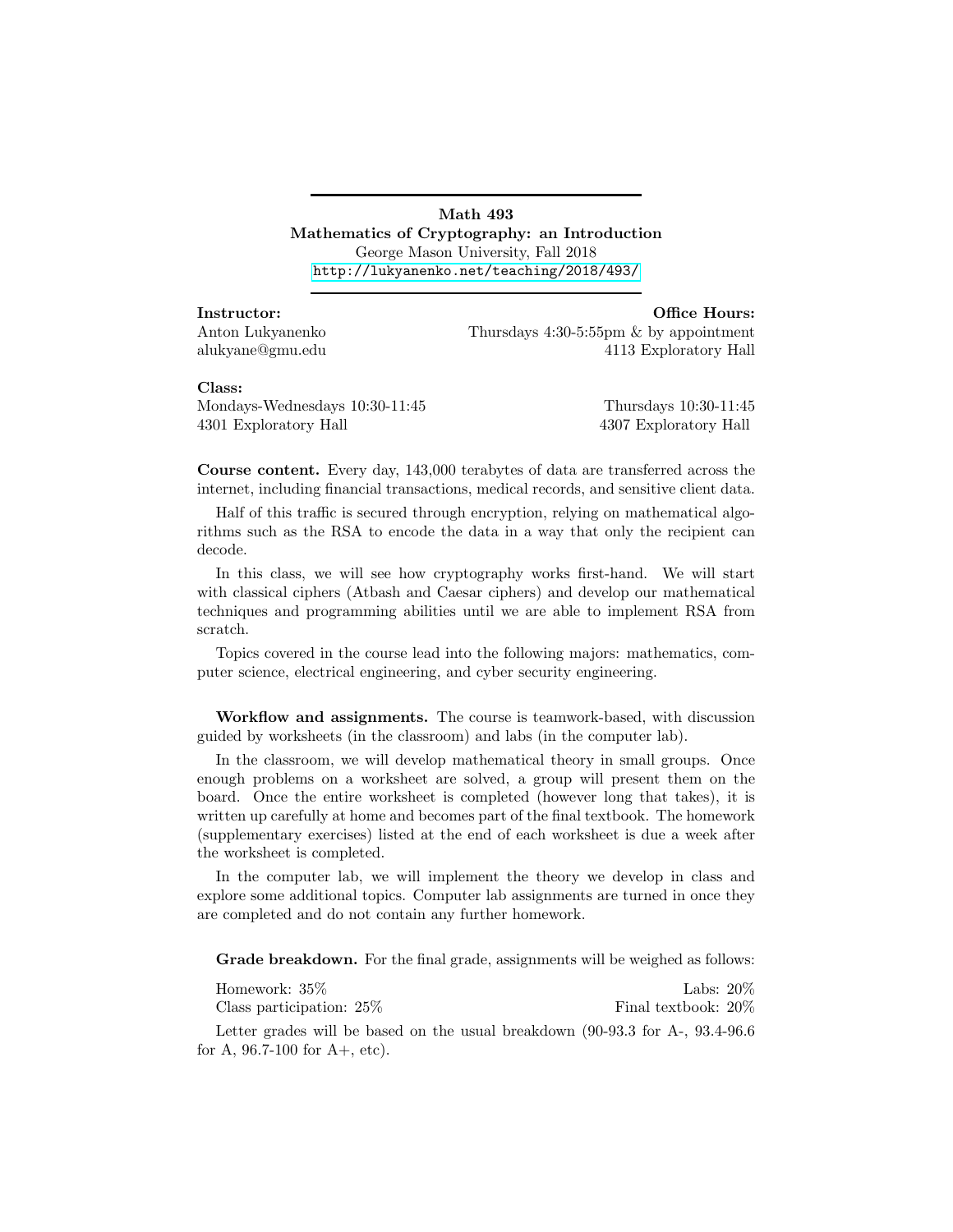**Math 493**
**Mathematics of Cryptography: an Introduction**
George Mason University, Fall 2018
http://lukyanenko.net/teaching/2018/493/

---

**Instructor:**
Anton Lukyanenko
alukyane@gmu.edu

**Office Hours:**
Thursdays 4:30-5:55pm & by appointment
4113 Exploratory Hall

**Class:**
Mondays-Wednesdays 10:30-11:45
4301 Exploratory Hall

Thursdays 10:30-11:45
4307 Exploratory Hall

**Course content.** Every day, 143,000 terabytes of data are transferred across the internet, including financial transactions, medical records, and sensitive client data.

Half of this traffic is secured through encryption, relying on mathematical algorithms such as the RSA to encode the data in a way that only the recipient can decode.

In this class, we will see how cryptography works first-hand. We will start with classical ciphers (Atbash and Caesar ciphers) and develop our mathematical techniques and programming abilities until we are able to implement RSA from scratch.

Topics covered in the course lead into the following majors: mathematics, computer science, electrical engineering, and cyber security engineering.

**Workflow and assignments.** The course is teamwork-based, with discussion guided by worksheets (in the classroom) and labs (in the computer lab).

In the classroom, we will develop mathematical theory in small groups. Once enough problems on a worksheet are solved, a group will present them on the board. Once the entire worksheet is completed (however long that takes), it is written up carefully at home and becomes part of the final textbook. The homework (supplementary exercises) listed at the end of each worksheet is due a week after the worksheet is completed.

In the computer lab, we will implement the theory we develop in class and explore some additional topics. Computer lab assignments are turned in once they are completed and do not contain any further homework.

**Grade breakdown.** For the final grade, assignments will be weighed as follows:

Homework: 35%
Labs: 20%
Class participation: 25%
Final textbook: 20%

Letter grades will be based on the usual breakdown (90-93.3 for A-, 93.4-96.6 for A, 96.7-100 for A+, etc).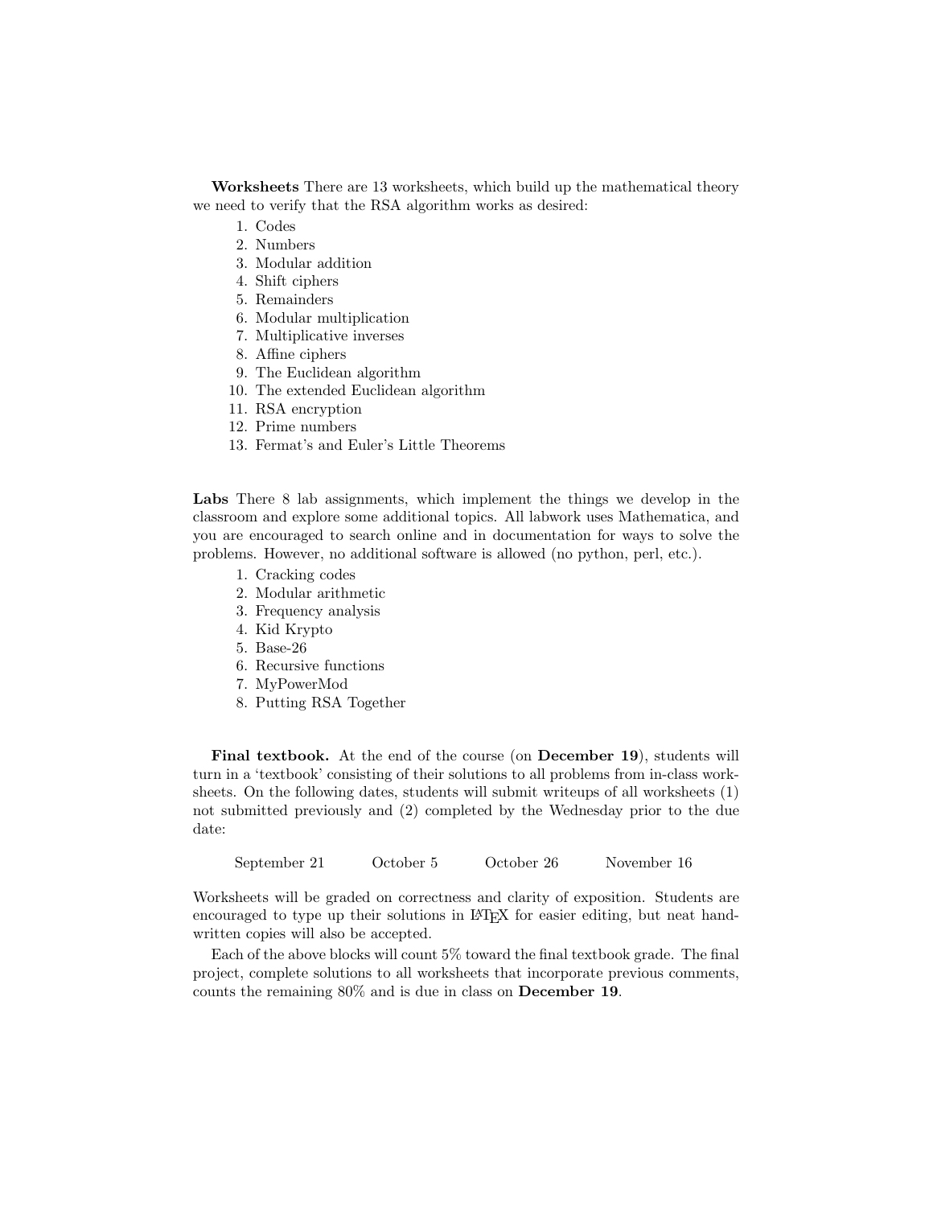**Worksheets** There are 13 worksheets, which build up the mathematical theory we need to verify that the RSA algorithm works as desired:

1. Codes
2. Numbers
3. Modular addition
4. Shift ciphers
5. Remainders
6. Modular multiplication
7. Multiplicative inverses
8. Affine ciphers
9. The Euclidean algorithm
10. The extended Euclidean algorithm
11. RSA encryption
12. Prime numbers
13. Fermat's and Euler's Little Theorems

**Labs** There 8 lab assignments, which implement the things we develop in the classroom and explore some additional topics. All labwork uses Mathematica, and you are encouraged to search online and in documentation for ways to solve the problems. However, no additional software is allowed (no python, perl, etc.).

1. Cracking codes
2. Modular arithmetic
3. Frequency analysis
4. Kid Krypto
5. Base-26
6. Recursive functions
7. MyPowerMod
8. Putting RSA Together

**Final textbook.** At the end of the course (on **December 19**), students will turn in a 'textbook' consisting of their solutions to all problems from in-class worksheets. On the following dates, students will submit writeups of all worksheets (1) not submitted previously and (2) completed by the Wednesday prior to the due date:

September 21 October 5 October 26 November 16

Worksheets will be graded on correctness and clarity of exposition. Students are encouraged to type up their solutions in LaTeX for easier editing, but neat handwritten copies will also be accepted.

Each of the above blocks will count 5% toward the final textbook grade. The final project, complete solutions to all worksheets that incorporate previous comments, counts the remaining 80% and is due in class on **December 19**.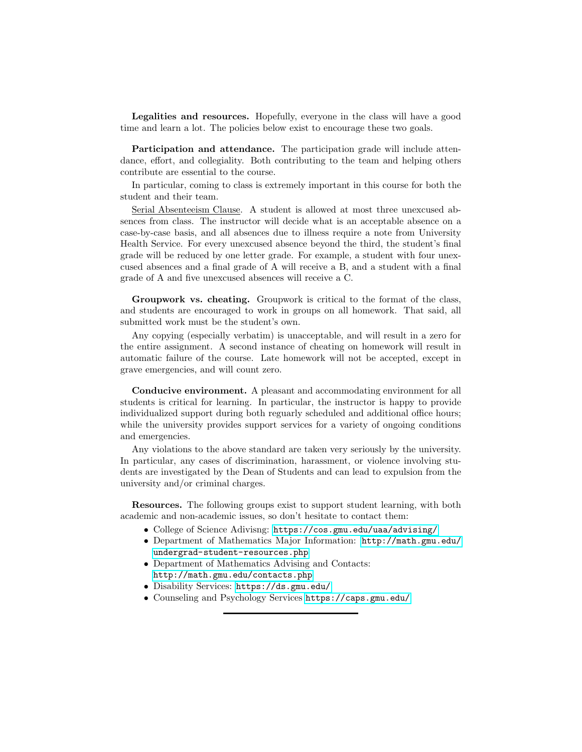**Legalities and resources.** Hopefully, everyone in the class will have a good time and learn a lot. The policies below exist to encourage these two goals.

**Participation and attendance.** The participation grade will include attendance, effort, and collegiality. Both contributing to the team and helping others contribute are essential to the course.

In particular, coming to class is extremely important in this course for both the student and their team.

Serial Absenteeism Clause. A student is allowed at most three unexcused absences from class. The instructor will decide what is an acceptable absence on a case-by-case basis, and all absences due to illness require a note from University Health Service. For every unexcused absence beyond the third, the student's final grade will be reduced by one letter grade. For example, a student with four unexcused absences and a final grade of A will receive a B, and a student with a final grade of A and five unexcused absences will receive a C.

**Groupwork vs. cheating.** Groupwork is critical to the format of the class, and students are encouraged to work in groups on all homework. That said, all submitted work must be the student's own.

Any copying (especially verbatim) is unacceptable, and will result in a zero for the entire assignment. A second instance of cheating on homework will result in automatic failure of the course. Late homework will not be accepted, except in grave emergencies, and will count zero.

**Conducive environment.** A pleasant and accommodating environment for all students is critical for learning. In particular, the instructor is happy to provide individualized support during both reguarly scheduled and additional office hours; while the university provides support services for a variety of ongoing conditions and emergencies.

Any violations to the above standard are taken very seriously by the university. In particular, any cases of discrimination, harassment, or violence involving students are investigated by the Dean of Students and can lead to expulsion from the university and/or criminal charges.

**Resources.** The following groups exist to support student learning, with both academic and non-academic issues, so don't hesitate to contact them:

- College of Science Adivisng: `https://cos.gmu.edu/uaa/advising/`
- Department of Mathematics Major Information: `http://math.gmu.edu/undergrad-student-resources.php`
- Department of Mathematics Advising and Contacts: `http://math.gmu.edu/contacts.php`
- Disability Services: `https://ds.gmu.edu/`
- Counseling and Psychology Services `https://caps.gmu.edu/`